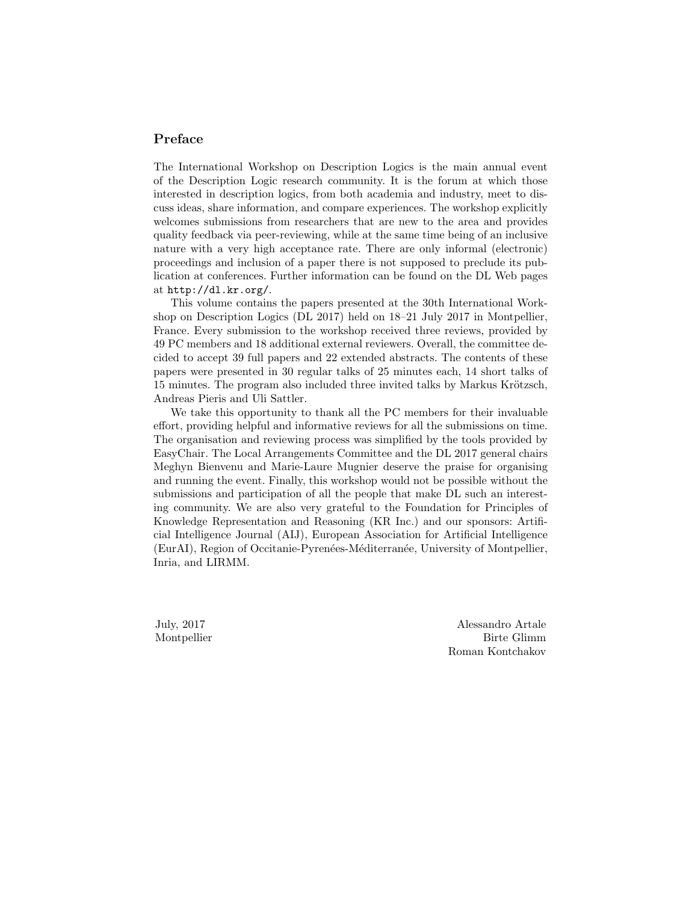## Preface

The International Workshop on Description Logics is the main annual event of the Description Logic research community. It is the forum at which those interested in description logics, from both academia and industry, meet to discuss ideas, share information, and compare experiences. The workshop explicitly welcomes submissions from researchers that are new to the area and provides quality feedback via peer-reviewing, while at the same time being of an inclusive nature with a very high acceptance rate. There are only informal (electronic) proceedings and inclusion of a paper there is not supposed to preclude its publication at conferences. Further information can be found on the DL Web pages at `http://dl.kr.org/`.

This volume contains the papers presented at the 30th International Workshop on Description Logics (DL 2017) held on 18–21 July 2017 in Montpellier, France. Every submission to the workshop received three reviews, provided by 49 PC members and 18 additional external reviewers. Overall, the committee decided to accept 39 full papers and 22 extended abstracts. The contents of these papers were presented in 30 regular talks of 25 minutes each, 14 short talks of 15 minutes. The program also included three invited talks by Markus Krötzsch, Andreas Pieris and Uli Sattler.

We take this opportunity to thank all the PC members for their invaluable effort, providing helpful and informative reviews for all the submissions on time. The organisation and reviewing process was simplified by the tools provided by EasyChair. The Local Arrangements Committee and the DL 2017 general chairs Meghyn Bienvenu and Marie-Laure Mugnier deserve the praise for organising and running the event. Finally, this workshop would not be possible without the submissions and participation of all the people that make DL such an interesting community. We are also very grateful to the Foundation for Principles of Knowledge Representation and Reasoning (KR Inc.) and our sponsors: Artificial Intelligence Journal (AIJ), European Association for Artificial Intelligence (EurAI), Region of Occitanie-Pyrenées-Méditerranée, University of Montpellier, Inria, and LIRMM.

July, 2017
Montpellier

Alessandro Artale
Birte Glimm
Roman Kontchakov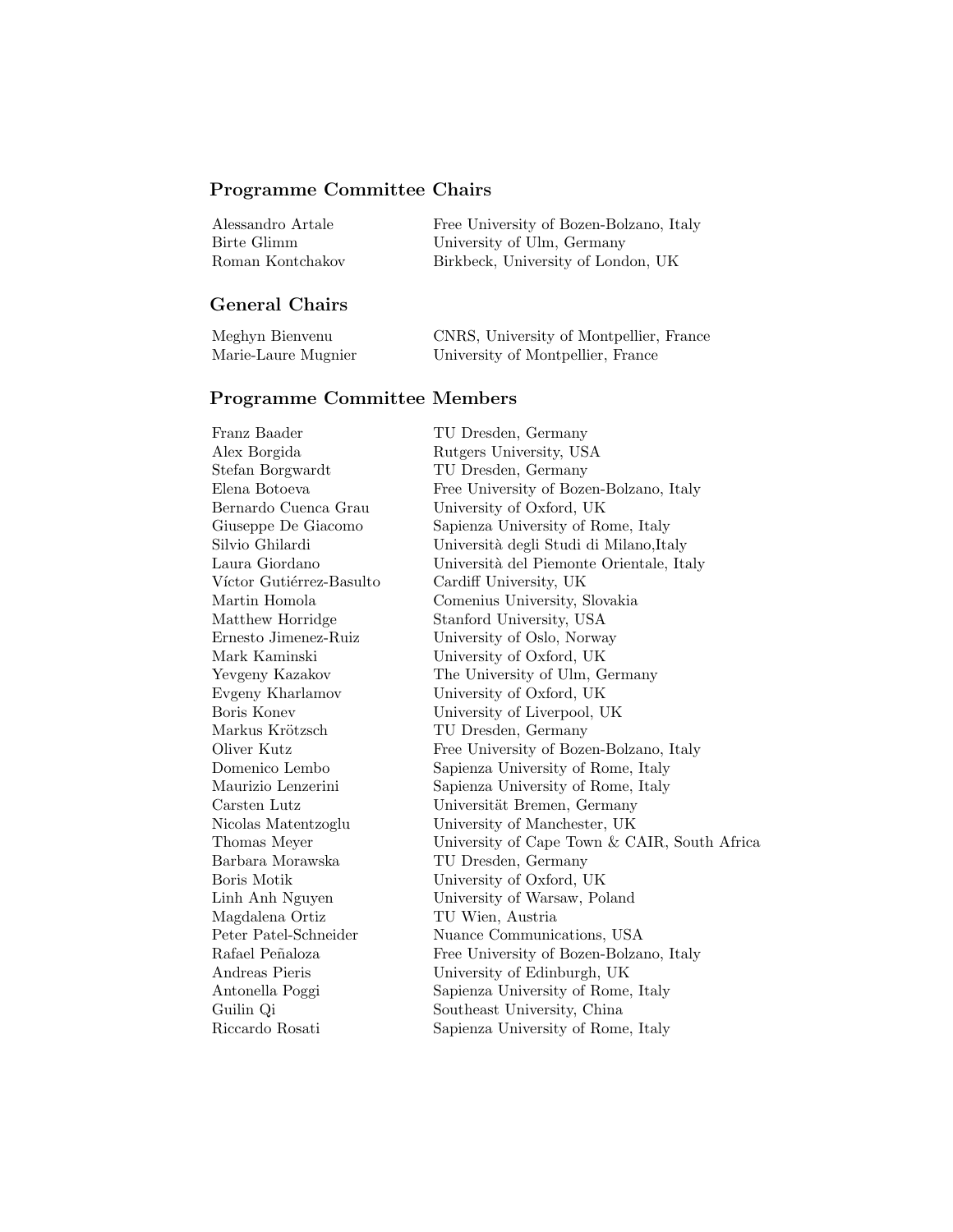## Programme Committee Chairs

| | |
|---|---|
| Alessandro Artale | Free University of Bozen-Bolzano, Italy |
| Birte Glimm | University of Ulm, Germany |
| Roman Kontchakov | Birkbeck, University of London, UK |

## General Chairs

| | |
|---|---|
| Meghyn Bienvenu | CNRS, University of Montpellier, France |
| Marie-Laure Mugnier | University of Montpellier, France |

## Programme Committee Members

| | |
|---|---|
| Franz Baader | TU Dresden, Germany |
| Alex Borgida | Rutgers University, USA |
| Stefan Borgwardt | TU Dresden, Germany |
| Elena Botoeva | Free University of Bozen-Bolzano, Italy |
| Bernardo Cuenca Grau | University of Oxford, UK |
| Giuseppe De Giacomo | Sapienza University of Rome, Italy |
| Silvio Ghilardi | Università degli Studi di Milano,Italy |
| Laura Giordano | Università del Piemonte Orientale, Italy |
| Víctor Gutiérrez-Basulto | Cardiff University, UK |
| Martin Homola | Comenius University, Slovakia |
| Matthew Horridge | Stanford University, USA |
| Ernesto Jimenez-Ruiz | University of Oslo, Norway |
| Mark Kaminski | University of Oxford, UK |
| Yevgeny Kazakov | The University of Ulm, Germany |
| Evgeny Kharlamov | University of Oxford, UK |
| Boris Konev | University of Liverpool, UK |
| Markus Krötzsch | TU Dresden, Germany |
| Oliver Kutz | Free University of Bozen-Bolzano, Italy |
| Domenico Lembo | Sapienza University of Rome, Italy |
| Maurizio Lenzerini | Sapienza University of Rome, Italy |
| Carsten Lutz | Universität Bremen, Germany |
| Nicolas Matentzoglu | University of Manchester, UK |
| Thomas Meyer | University of Cape Town & CAIR, South Africa |
| Barbara Morawska | TU Dresden, Germany |
| Boris Motik | University of Oxford, UK |
| Linh Anh Nguyen | University of Warsaw, Poland |
| Magdalena Ortiz | TU Wien, Austria |
| Peter Patel-Schneider | Nuance Communications, USA |
| Rafael Peñaloza | Free University of Bozen-Bolzano, Italy |
| Andreas Pieris | University of Edinburgh, UK |
| Antonella Poggi | Sapienza University of Rome, Italy |
| Guilin Qi | Southeast University, China |
| Riccardo Rosati | Sapienza University of Rome, Italy |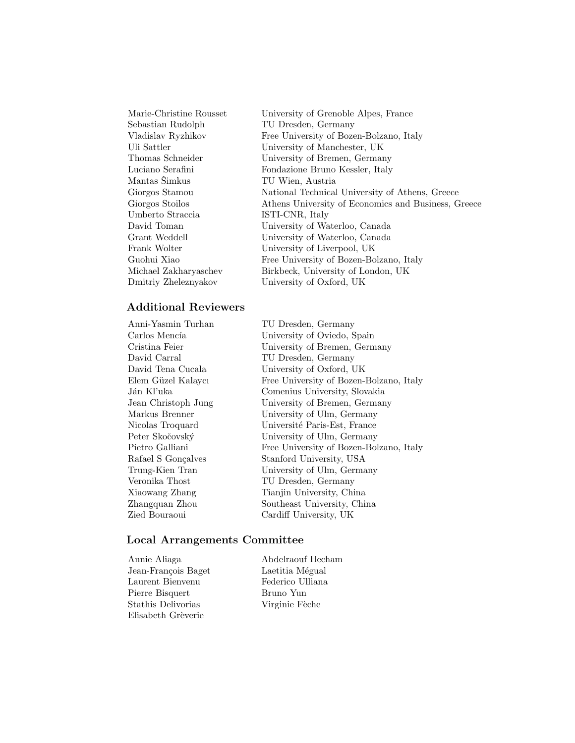| | |
|---|---|
| Marie-Christine Rousset | University of Grenoble Alpes, France |
| Sebastian Rudolph | TU Dresden, Germany |
| Vladislav Ryzhikov | Free University of Bozen-Bolzano, Italy |
| Uli Sattler | University of Manchester, UK |
| Thomas Schneider | University of Bremen, Germany |
| Luciano Serafini | Fondazione Bruno Kessler, Italy |
| Mantas Šimkus | TU Wien, Austria |
| Giorgos Stamou | National Technical University of Athens, Greece |
| Giorgos Stoilos | Athens University of Economics and Business, Greece |
| Umberto Straccia | ISTI-CNR, Italy |
| David Toman | University of Waterloo, Canada |
| Grant Weddell | University of Waterloo, Canada |
| Frank Wolter | University of Liverpool, UK |
| Guohui Xiao | Free University of Bozen-Bolzano, Italy |
| Michael Zakharyaschev | Birkbeck, University of London, UK |
| Dmitriy Zheleznyakov | University of Oxford, UK |

## Additional Reviewers

| | |
|---|---|
| Anni-Yasmin Turhan | TU Dresden, Germany |
| Carlos Mencía | University of Oviedo, Spain |
| Cristina Feier | University of Bremen, Germany |
| David Carral | TU Dresden, Germany |
| David Tena Cucala | University of Oxford, UK |
| Elem Güzel Kalaycı | Free University of Bozen-Bolzano, Italy |
| Ján Kl'uka | Comenius University, Slovakia |
| Jean Christoph Jung | University of Bremen, Germany |
| Markus Brenner | University of Ulm, Germany |
| Nicolas Troquard | Université Paris-Est, France |
| Peter Skočovský | University of Ulm, Germany |
| Pietro Galliani | Free University of Bozen-Bolzano, Italy |
| Rafael S Gonçalves | Stanford University, USA |
| Trung-Kien Tran | University of Ulm, Germany |
| Veronika Thost | TU Dresden, Germany |
| Xiaowang Zhang | Tianjin University, China |
| Zhangquan Zhou | Southeast University, China |
| Zied Bouraoui | Cardiff University, UK |

## Local Arrangements Committee

| | |
|---|---|
| Annie Aliaga | Abdelraouf Hecham |
| Jean-François Baget | Laetitia Mégual |
| Laurent Bienvenu | Federico Ulliana |
| Pierre Bisquert | Bruno Yun |
| Stathis Delivorias | Virginie Fèche |
| Elisabeth Grèverie | |